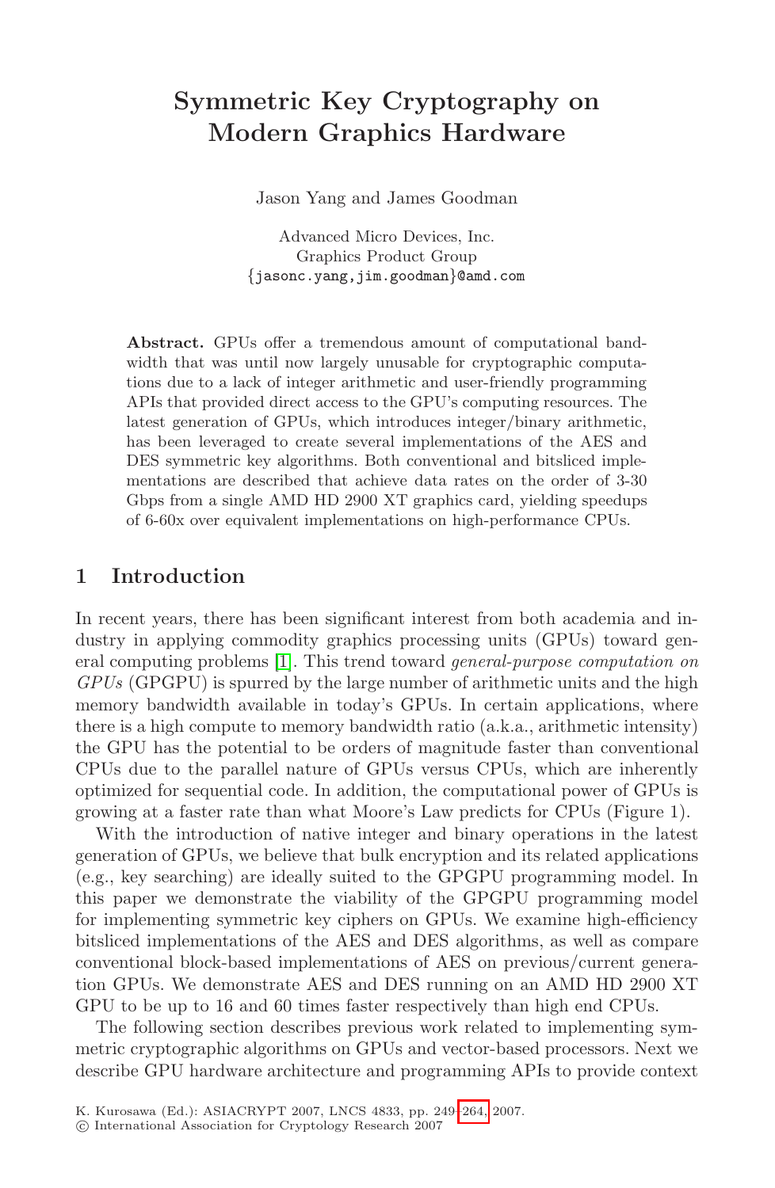# Symmetric Key Cryptography on Modern Graphics Hardware

Jason Yang and James Goodman

Advanced Micro Devices, Inc.
Graphics Product Group
{jasonc.yang,jim.goodman}@amd.com

**Abstract.** GPUs offer a tremendous amount of computational bandwidth that was until now largely unusable for cryptographic computations due to a lack of integer arithmetic and user-friendly programming APIs that provided direct access to the GPU's computing resources. The latest generation of GPUs, which introduces integer/binary arithmetic, has been leveraged to create several implementations of the AES and DES symmetric key algorithms. Both conventional and bitsliced implementations are described that achieve data rates on the order of 3-30 Gbps from a single AMD HD 2900 XT graphics card, yielding speedups of 6-60x over equivalent implementations on high-performance CPUs.

## 1 Introduction

In recent years, there has been significant interest from both academia and industry in applying commodity graphics processing units (GPUs) toward general computing problems [1]. This trend toward *general-purpose computation on GPUs* (GPGPU) is spurred by the large number of arithmetic units and the high memory bandwidth available in today's GPUs. In certain applications, where there is a high compute to memory bandwidth ratio (a.k.a., arithmetic intensity) the GPU has the potential to be orders of magnitude faster than conventional CPUs due to the parallel nature of GPUs versus CPUs, which are inherently optimized for sequential code. In addition, the computational power of GPUs is growing at a faster rate than what Moore's Law predicts for CPUs (Figure 1).

With the introduction of native integer and binary operations in the latest generation of GPUs, we believe that bulk encryption and its related applications (e.g., key searching) are ideally suited to the GPGPU programming model. In this paper we demonstrate the viability of the GPGPU programming model for implementing symmetric key ciphers on GPUs. We examine high-efficiency bitsliced implementations of the AES and DES algorithms, as well as compare conventional block-based implementations of AES on previous/current generation GPUs. We demonstrate AES and DES running on an AMD HD 2900 XT GPU to be up to 16 and 60 times faster respectively than high end CPUs.

The following section describes previous work related to implementing symmetric cryptographic algorithms on GPUs and vector-based processors. Next we describe GPU hardware architecture and programming APIs to provide context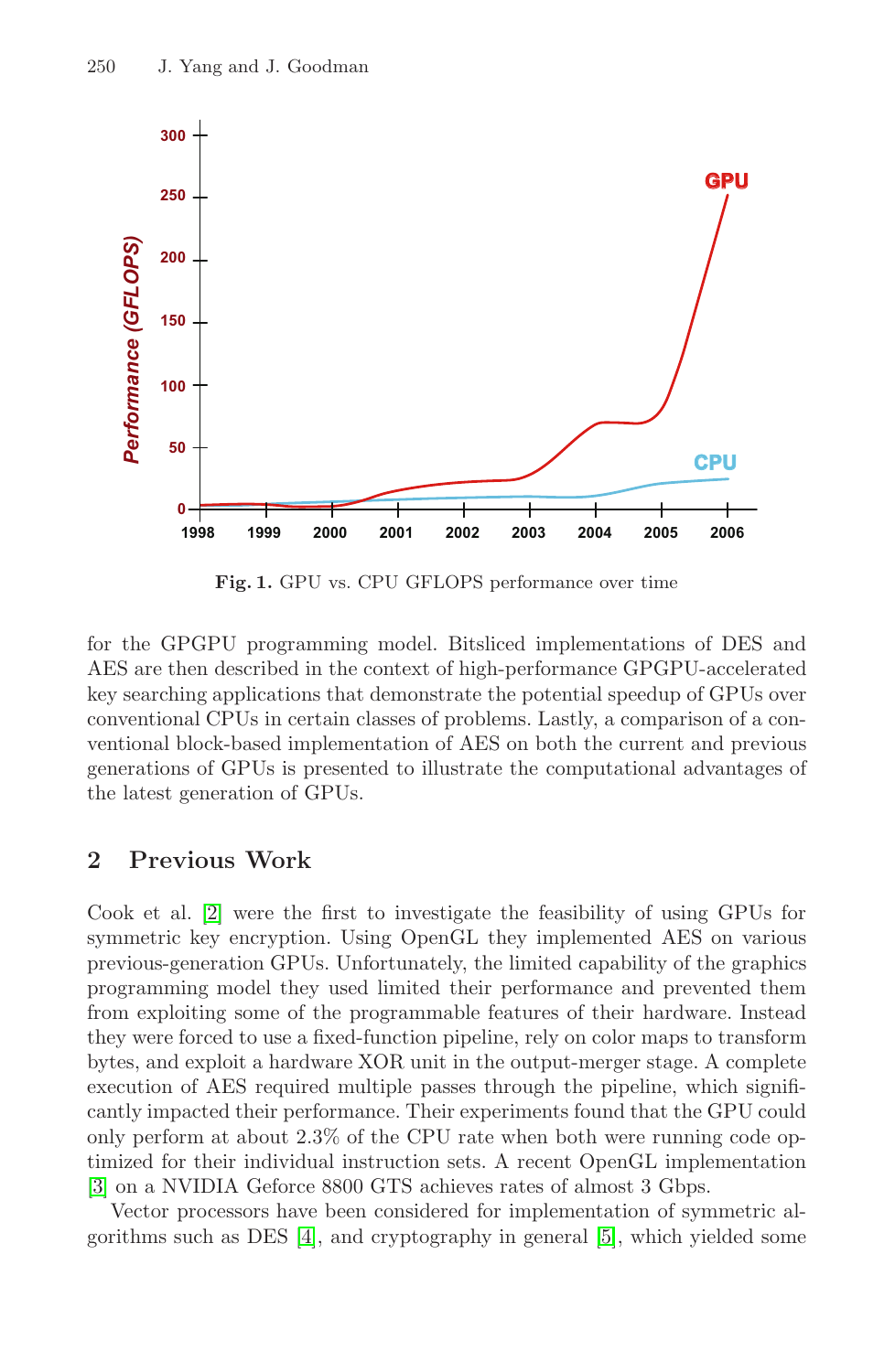**Fig. 1.** GPU vs. CPU GFLOPS performance over time

for the GPGPU programming model. Bitsliced implementations of DES and AES are then described in the context of high-performance GPGPU-accelerated key searching applications that demonstrate the potential speedup of GPUs over conventional CPUs in certain classes of problems. Lastly, a comparison of a conventional block-based implementation of AES on both the current and previous generations of GPUs is presented to illustrate the computational advantages of the latest generation of GPUs.

## 2 Previous Work

Cook et al. [2] were the first to investigate the feasibility of using GPUs for symmetric key encryption. Using OpenGL they implemented AES on various previous-generation GPUs. Unfortunately, the limited capability of the graphics programming model they used limited their performance and prevented them from exploiting some of the programmable features of their hardware. Instead they were forced to use a fixed-function pipeline, rely on color maps to transform bytes, and exploit a hardware XOR unit in the output-merger stage. A complete execution of AES required multiple passes through the pipeline, which significantly impacted their performance. Their experiments found that the GPU could only perform at about 2.3% of the CPU rate when both were running code optimized for their individual instruction sets. A recent OpenGL implementation [3] on a NVIDIA Geforce 8800 GTS achieves rates of almost 3 Gbps.

Vector processors have been considered for implementation of symmetric algorithms such as DES [4], and cryptography in general [5], which yielded some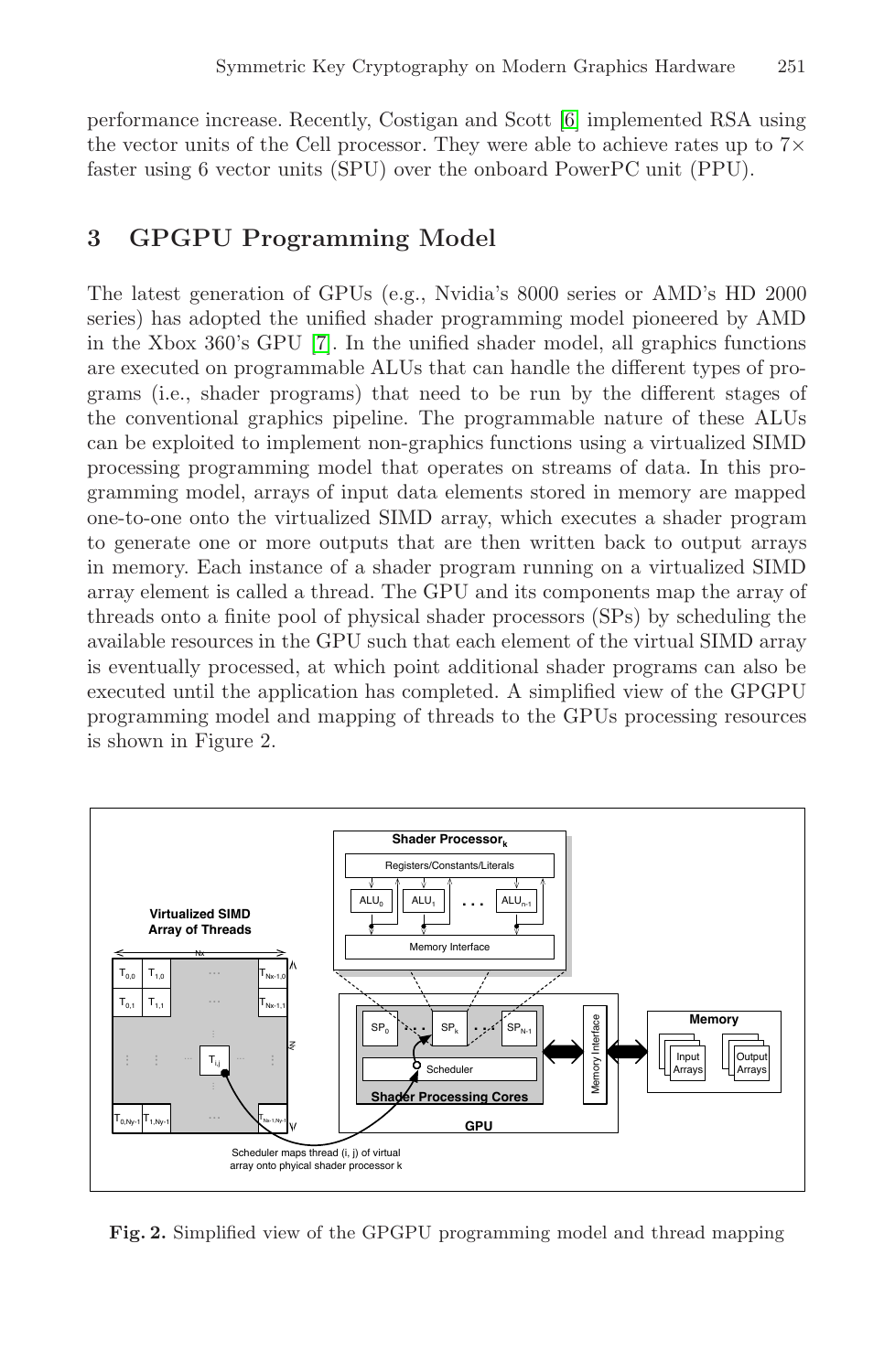performance increase. Recently, Costigan and Scott [6] implemented RSA using the vector units of the Cell processor. They were able to achieve rates up to 7× faster using 6 vector units (SPU) over the onboard PowerPC unit (PPU).

## 3 GPGPU Programming Model

The latest generation of GPUs (e.g., Nvidia's 8000 series or AMD's HD 2000 series) has adopted the unified shader programming model pioneered by AMD in the Xbox 360's GPU [7]. In the unified shader model, all graphics functions are executed on programmable ALUs that can handle the different types of programs (i.e., shader programs) that need to be run by the different stages of the conventional graphics pipeline. The programmable nature of these ALUs can be exploited to implement non-graphics functions using a virtualized SIMD processing programming model that operates on streams of data. In this programming model, arrays of input data elements stored in memory are mapped one-to-one onto the virtualized SIMD array, which executes a shader program to generate one or more outputs that are then written back to output arrays in memory. Each instance of a shader program running on a virtualized SIMD array element is called a thread. The GPU and its components map the array of threads onto a finite pool of physical shader processors (SPs) by scheduling the available resources in the GPU such that each element of the virtual SIMD array is eventually processed, at which point additional shader programs can also be executed until the application has completed. A simplified view of the GPGPU programming model and mapping of threads to the GPUs processing resources is shown in Figure 2.

**Fig. 2.** Simplified view of the GPGPU programming model and thread mapping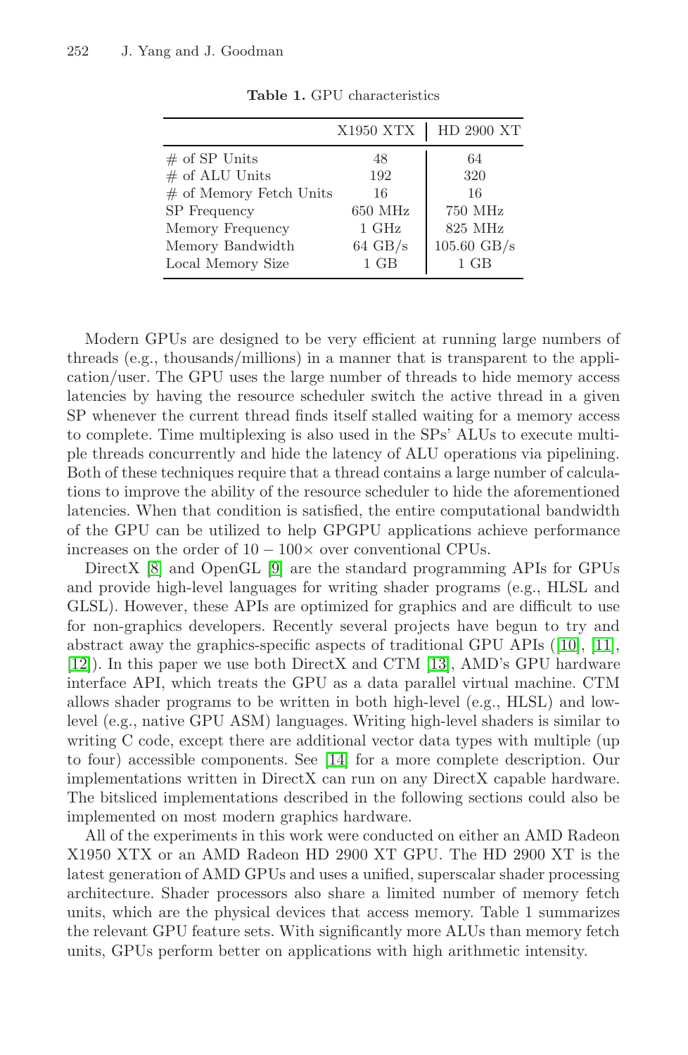**Table 1.** GPU characteristics

| | X1950 XTX | HD 2900 XT |
|---|---|---|
| # of SP Units | 48 | 64 |
| # of ALU Units | 192 | 320 |
| # of Memory Fetch Units | 16 | 16 |
| SP Frequency | 650 MHz | 750 MHz |
| Memory Frequency | 1 GHz | 825 MHz |
| Memory Bandwidth | 64 GB/s | 105.60 GB/s |
| Local Memory Size | 1 GB | 1 GB |

Modern GPUs are designed to be very efficient at running large numbers of threads (e.g., thousands/millions) in a manner that is transparent to the application/user. The GPU uses the large number of threads to hide memory access latencies by having the resource scheduler switch the active thread in a given SP whenever the current thread finds itself stalled waiting for a memory access to complete. Time multiplexing is also used in the SPs' ALUs to execute multiple threads concurrently and hide the latency of ALU operations via pipelining. Both of these techniques require that a thread contains a large number of calculations to improve the ability of the resource scheduler to hide the aforementioned latencies. When that condition is satisfied, the entire computational bandwidth of the GPU can be utilized to help GPGPU applications achieve performance increases on the order of $10 - 100\times$ over conventional CPUs.

DirectX [8] and OpenGL [9] are the standard programming APIs for GPUs and provide high-level languages for writing shader programs (e.g., HLSL and GLSL). However, these APIs are optimized for graphics and are difficult to use for non-graphics developers. Recently several projects have begun to try and abstract away the graphics-specific aspects of traditional GPU APIs ([10], [11], [12]). In this paper we use both DirectX and CTM [13], AMD's GPU hardware interface API, which treats the GPU as a data parallel virtual machine. CTM allows shader programs to be written in both high-level (e.g., HLSL) and low-level (e.g., native GPU ASM) languages. Writing high-level shaders is similar to writing C code, except there are additional vector data types with multiple (up to four) accessible components. See [14] for a more complete description. Our implementations written in DirectX can run on any DirectX capable hardware. The bitsliced implementations described in the following sections could also be implemented on most modern graphics hardware.

All of the experiments in this work were conducted on either an AMD Radeon X1950 XTX or an AMD Radeon HD 2900 XT GPU. The HD 2900 XT is the latest generation of AMD GPUs and uses a unified, superscalar shader processing architecture. Shader processors also share a limited number of memory fetch units, which are the physical devices that access memory. Table 1 summarizes the relevant GPU feature sets. With significantly more ALUs than memory fetch units, GPUs perform better on applications with high arithmetic intensity.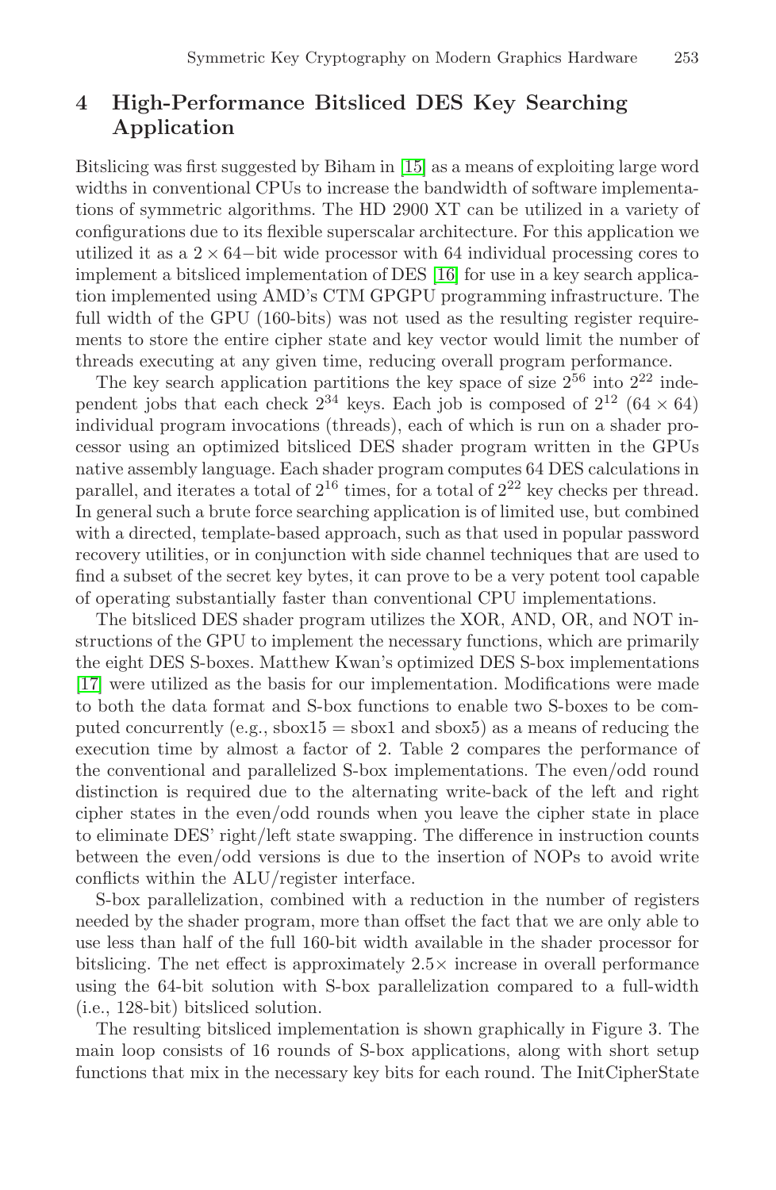## 4 High-Performance Bitsliced DES Key Searching Application

Bitslicing was first suggested by Biham in [15] as a means of exploiting large word widths in conventional CPUs to increase the bandwidth of software implementations of symmetric algorithms. The HD 2900 XT can be utilized in a variety of configurations due to its flexible superscalar architecture. For this application we utilized it as a $2 \times 64-$bit wide processor with 64 individual processing cores to implement a bitsliced implementation of DES [16] for use in a key search application implemented using AMD's CTM GPGPU programming infrastructure. The full width of the GPU (160-bits) was not used as the resulting register requirements to store the entire cipher state and key vector would limit the number of threads executing at any given time, reducing overall program performance.

The key search application partitions the key space of size $2^{56}$ into $2^{22}$ independent jobs that each check $2^{34}$ keys. Each job is composed of $2^{12}$ $(64 \times 64)$ individual program invocations (threads), each of which is run on a shader processor using an optimized bitsliced DES shader program written in the GPUs native assembly language. Each shader program computes 64 DES calculations in parallel, and iterates a total of $2^{16}$ times, for a total of $2^{22}$ key checks per thread. In general such a brute force searching application is of limited use, but combined with a directed, template-based approach, such as that used in popular password recovery utilities, or in conjunction with side channel techniques that are used to find a subset of the secret key bytes, it can prove to be a very potent tool capable of operating substantially faster than conventional CPU implementations.

The bitsliced DES shader program utilizes the XOR, AND, OR, and NOT instructions of the GPU to implement the necessary functions, which are primarily the eight DES S-boxes. Matthew Kwan's optimized DES S-box implementations [17] were utilized as the basis for our implementation. Modifications were made to both the data format and S-box functions to enable two S-boxes to be computed concurrently (e.g., sbox15 = sbox1 and sbox5) as a means of reducing the execution time by almost a factor of 2. Table 2 compares the performance of the conventional and parallelized S-box implementations. The even/odd round distinction is required due to the alternating write-back of the left and right cipher states in the even/odd rounds when you leave the cipher state in place to eliminate DES' right/left state swapping. The difference in instruction counts between the even/odd versions is due to the insertion of NOPs to avoid write conflicts within the ALU/register interface.

S-box parallelization, combined with a reduction in the number of registers needed by the shader program, more than offset the fact that we are only able to use less than half of the full 160-bit width available in the shader processor for bitslicing. The net effect is approximately $2.5\times$ increase in overall performance using the 64-bit solution with S-box parallelization compared to a full-width (i.e., 128-bit) bitsliced solution.

The resulting bitsliced implementation is shown graphically in Figure 3. The main loop consists of 16 rounds of S-box applications, along with short setup functions that mix in the necessary key bits for each round. The InitCipherState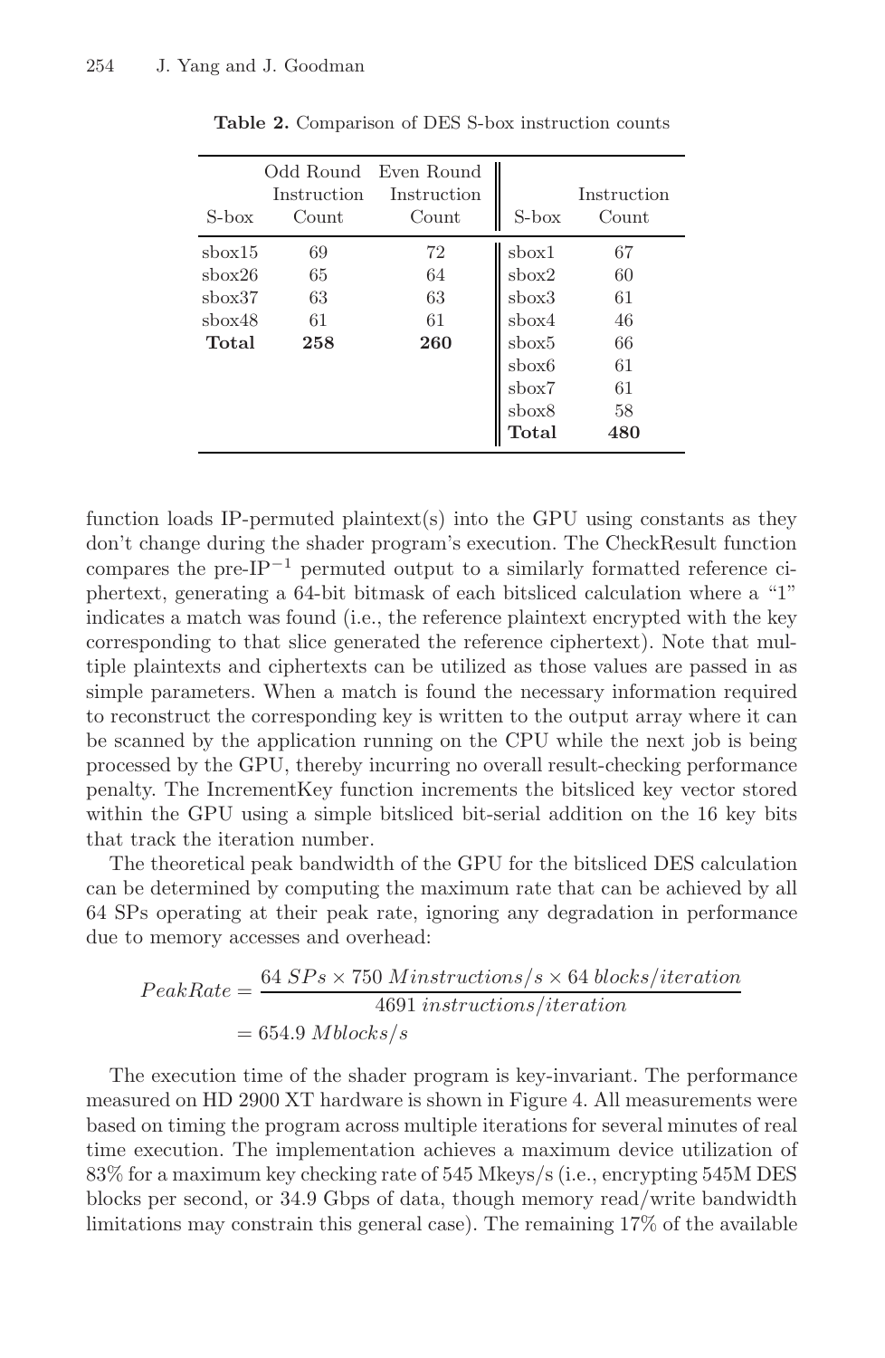**Table 2.** Comparison of DES S-box instruction counts

| S-box | Odd Round Instruction Count | Even Round Instruction Count | S-box | Instruction Count |
|---|---|---|---|---|
| sbox15 | 69 | 72 | sbox1 | 67 |
| sbox26 | 65 | 64 | sbox2 | 60 |
| sbox37 | 63 | 63 | sbox3 | 61 |
| sbox48 | 61 | 61 | sbox4 | 46 |
| **Total** | **258** | **260** | sbox5 | 66 |
| | | | sbox6 | 61 |
| | | | sbox7 | 61 |
| | | | sbox8 | 58 |
| | | | **Total** | **480** |

function loads IP-permuted plaintext(s) into the GPU using constants as they don't change during the shader program's execution. The CheckResult function compares the pre-$\mathrm{IP}^{-1}$ permuted output to a similarly formatted reference ciphertext, generating a 64-bit bitmask of each bitsliced calculation where a "1" indicates a match was found (i.e., the reference plaintext encrypted with the key corresponding to that slice generated the reference ciphertext). Note that multiple plaintexts and ciphertexts can be utilized as those values are passed in as simple parameters. When a match is found the necessary information required to reconstruct the corresponding key is written to the output array where it can be scanned by the application running on the CPU while the next job is being processed by the GPU, thereby incurring no overall result-checking performance penalty. The IncrementKey function increments the bitsliced key vector stored within the GPU using a simple bitsliced bit-serial addition on the 16 key bits that track the iteration number.

The theoretical peak bandwidth of the GPU for the bitsliced DES calculation can be determined by computing the maximum rate that can be achieved by all 64 SPs operating at their peak rate, ignoring any degradation in performance due to memory accesses and overhead:

$$
\begin{aligned}
PeakRate &= \frac{64\ SPs \times 750\ Minstructions/s \times 64\ blocks/iteration}{4691\ instructions/iteration} \\
&= 654.9\ Mblocks/s
\end{aligned}
$$

The execution time of the shader program is key-invariant. The performance measured on HD 2900 XT hardware is shown in Figure 4. All measurements were based on timing the program across multiple iterations for several minutes of real time execution. The implementation achieves a maximum device utilization of 83% for a maximum key checking rate of 545 Mkeys/s (i.e., encrypting 545M DES blocks per second, or 34.9 Gbps of data, though memory read/write bandwidth limitations may constrain this general case). The remaining 17% of the available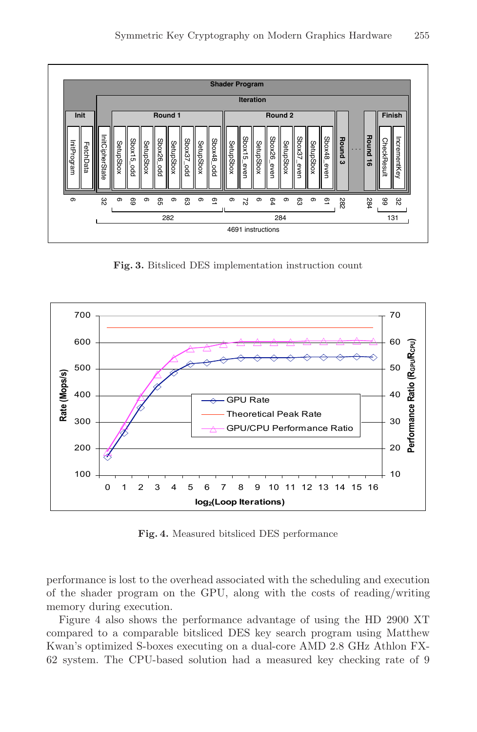**Fig. 3.** Bitsliced DES implementation instruction count

**Fig. 4.** Measured bitsliced DES performance

performance is lost to the overhead associated with the scheduling and execution of the shader program on the GPU, along with the costs of reading/writing memory during execution.

Figure 4 also shows the performance advantage of using the HD 2900 XT compared to a comparable bitsliced DES key search program using Matthew Kwan's optimized S-boxes executing on a dual-core AMD 2.8 GHz Athlon FX-62 system. The CPU-based solution had a measured key checking rate of 9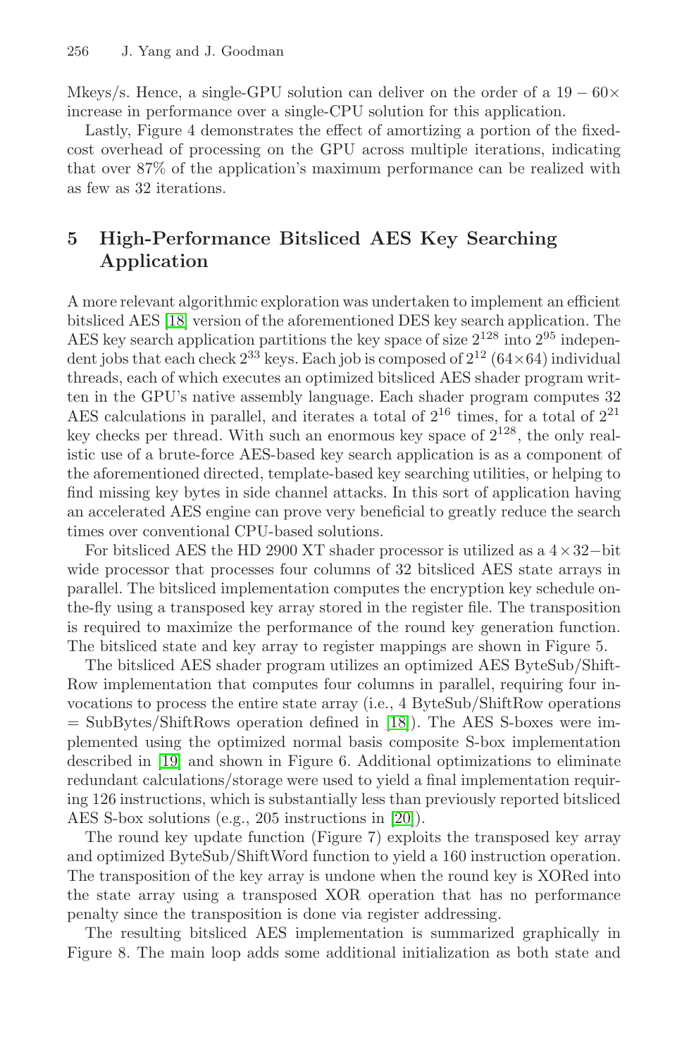Mkeys/s. Hence, a single-GPU solution can deliver on the order of a $19-60\times$ increase in performance over a single-CPU solution for this application.

Lastly, Figure 4 demonstrates the effect of amortizing a portion of the fixed-cost overhead of processing on the GPU across multiple iterations, indicating that over 87% of the application's maximum performance can be realized with as few as 32 iterations.

## 5 High-Performance Bitsliced AES Key Searching Application

A more relevant algorithmic exploration was undertaken to implement an efficient bitsliced AES [18] version of the aforementioned DES key search application. The AES key search application partitions the key space of size $2^{128}$ into $2^{95}$ independent jobs that each check $2^{33}$ keys. Each job is composed of $2^{12}$ ($64\times64$) individual threads, each of which executes an optimized bitsliced AES shader program written in the GPU's native assembly language. Each shader program computes 32 AES calculations in parallel, and iterates a total of $2^{16}$ times, for a total of $2^{21}$ key checks per thread. With such an enormous key space of $2^{128}$, the only realistic use of a brute-force AES-based key search application is as a component of the aforementioned directed, template-based key searching utilities, or helping to find missing key bytes in side channel attacks. In this sort of application having an accelerated AES engine can prove very beneficial to greatly reduce the search times over conventional CPU-based solutions.

For bitsliced AES the HD 2900 XT shader processor is utilized as a $4\times32-$bit wide processor that processes four columns of 32 bitsliced AES state arrays in parallel. The bitsliced implementation computes the encryption key schedule on-the-fly using a transposed key array stored in the register file. The transposition is required to maximize the performance of the round key generation function. The bitsliced state and key array to register mappings are shown in Figure 5.

The bitsliced AES shader program utilizes an optimized AES ByteSub/ShiftRow implementation that computes four columns in parallel, requiring four invocations to process the entire state array (i.e., 4 ByteSub/ShiftRow operations = SubBytes/ShiftRows operation defined in [18]). The AES S-boxes were implemented using the optimized normal basis composite S-box implementation described in [19] and shown in Figure 6. Additional optimizations to eliminate redundant calculations/storage were used to yield a final implementation requiring 126 instructions, which is substantially less than previously reported bitsliced AES S-box solutions (e.g., 205 instructions in [20]).

The round key update function (Figure 7) exploits the transposed key array and optimized ByteSub/ShiftWord function to yield a 160 instruction operation. The transposition of the key array is undone when the round key is XORed into the state array using a transposed XOR operation that has no performance penalty since the transposition is done via register addressing.

The resulting bitsliced AES implementation is summarized graphically in Figure 8. The main loop adds some additional initialization as both state and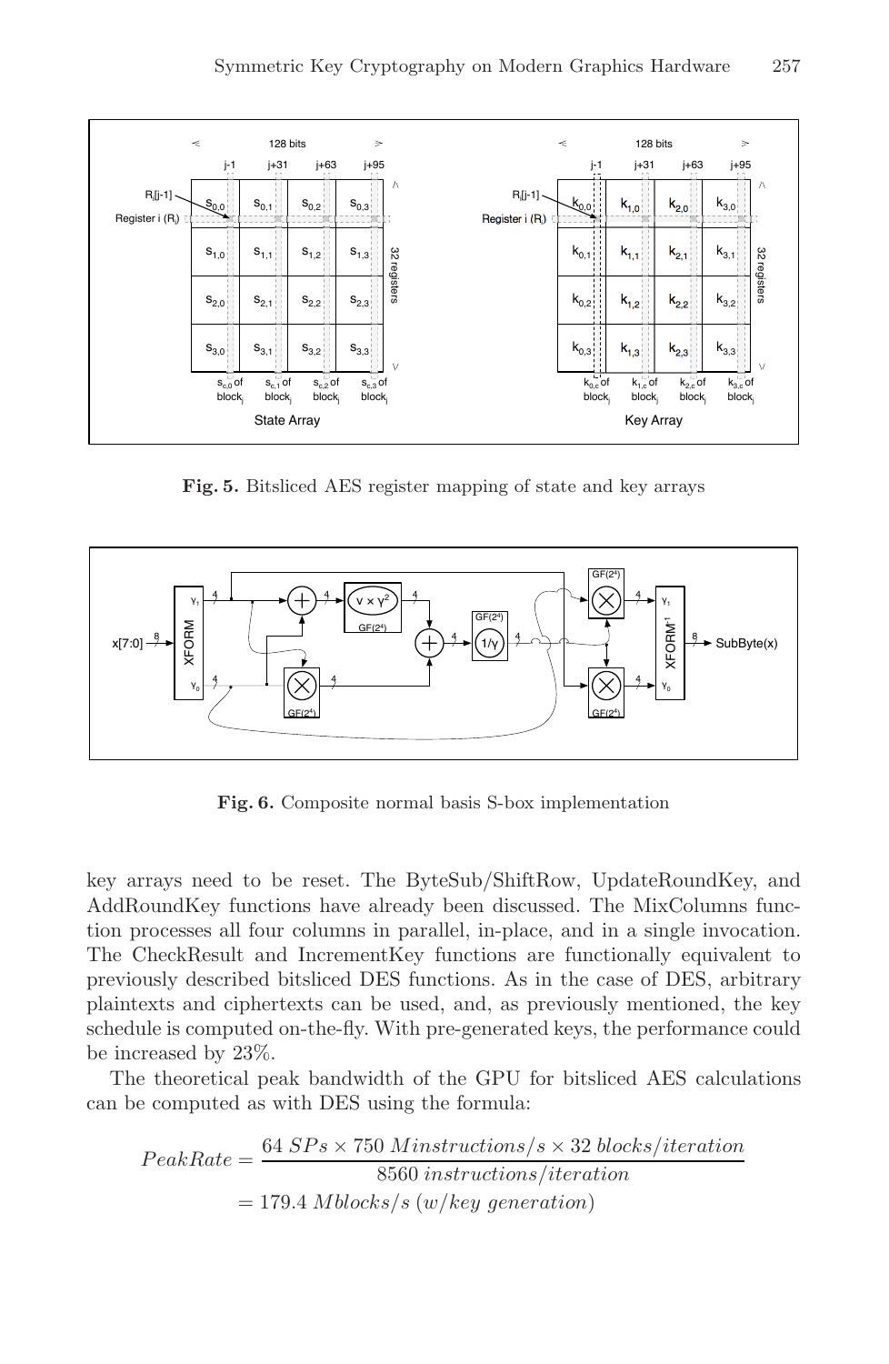**Fig. 5.** Bitsliced AES register mapping of state and key arrays

**Fig. 6.** Composite normal basis S-box implementation

key arrays need to be reset. The ByteSub/ShiftRow, UpdateRoundKey, and AddRoundKey functions have already been discussed. The MixColumns function processes all four columns in parallel, in-place, and in a single invocation. The CheckResult and IncrementKey functions are functionally equivalent to previously described bitsliced DES functions. As in the case of DES, arbitrary plaintexts and ciphertexts can be used, and, as previously mentioned, the key schedule is computed on-the-fly. With pre-generated keys, the performance could be increased by 23%.

The theoretical peak bandwidth of the GPU for bitsliced AES calculations can be computed as with DES using the formula:

$$PeakRate = \frac{64\ SPs \times 750\ Minstructions/s \times 32\ blocks/iteration}{8560\ instructions/iteration}$$
$$= 179.4\ Mblocks/s\ (w/key\ generation)$$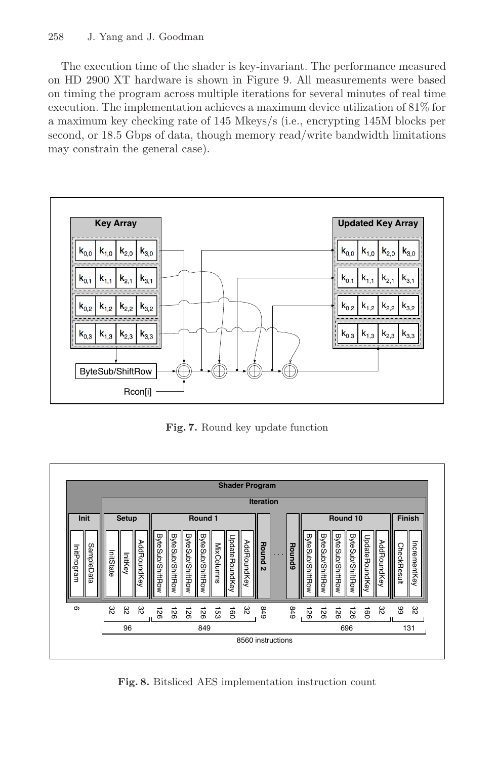The execution time of the shader is key-invariant. The performance measured on HD 2900 XT hardware is shown in Figure 9. All measurements were based on timing the program across multiple iterations for several minutes of real time execution. The implementation achieves a maximum device utilization of 81% for a maximum key checking rate of 145 Mkeys/s (i.e., encrypting 145M blocks per second, or 18.5 Gbps of data, though memory read/write bandwidth limitations may constrain the general case).

**Fig. 7.** Round key update function

**Fig. 8.** Bitsliced AES implementation instruction count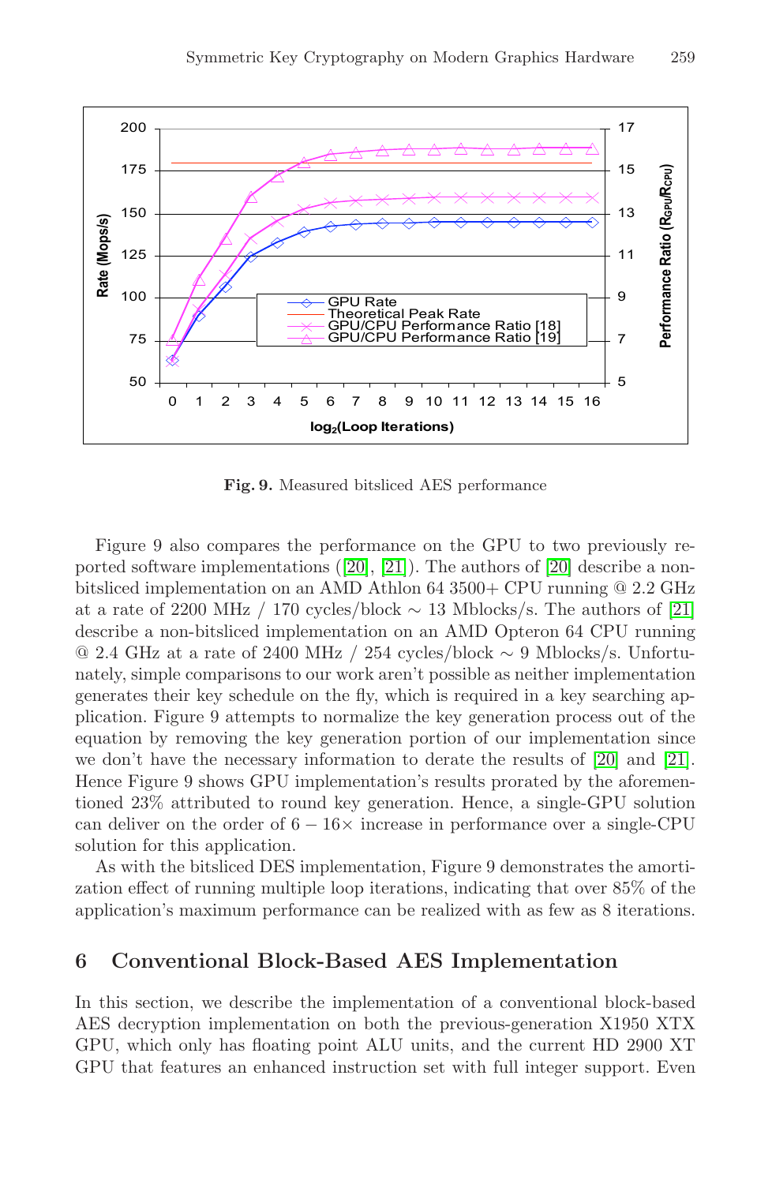Fig. 9. Measured bitsliced AES performance

Figure 9 also compares the performance on the GPU to two previously reported software implementations ([20], [21]). The authors of [20] describe a non-bitsliced implementation on an AMD Athlon 64 3500+ CPU running @ 2.2 GHz at a rate of 2200 MHz / 170 cycles/block $\sim$ 13 Mblocks/s. The authors of [21] describe a non-bitsliced implementation on an AMD Opteron 64 CPU running @ 2.4 GHz at a rate of 2400 MHz / 254 cycles/block $\sim$ 9 Mblocks/s. Unfortunately, simple comparisons to our work aren't possible as neither implementation generates their key schedule on the fly, which is required in a key searching application. Figure 9 attempts to normalize the key generation process out of the equation by removing the key generation portion of our implementation since we don't have the necessary information to derate the results of [20] and [21]. Hence Figure 9 shows GPU implementation's results prorated by the aforementioned 23% attributed to round key generation. Hence, a single-GPU solution can deliver on the order of $6 - 16\times$ increase in performance over a single-CPU solution for this application.

As with the bitsliced DES implementation, Figure 9 demonstrates the amortization effect of running multiple loop iterations, indicating that over 85% of the application's maximum performance can be realized with as few as 8 iterations.

## 6 Conventional Block-Based AES Implementation

In this section, we describe the implementation of a conventional block-based AES decryption implementation on both the previous-generation X1950 XTX GPU, which only has floating point ALU units, and the current HD 2900 XT GPU that features an enhanced instruction set with full integer support. Even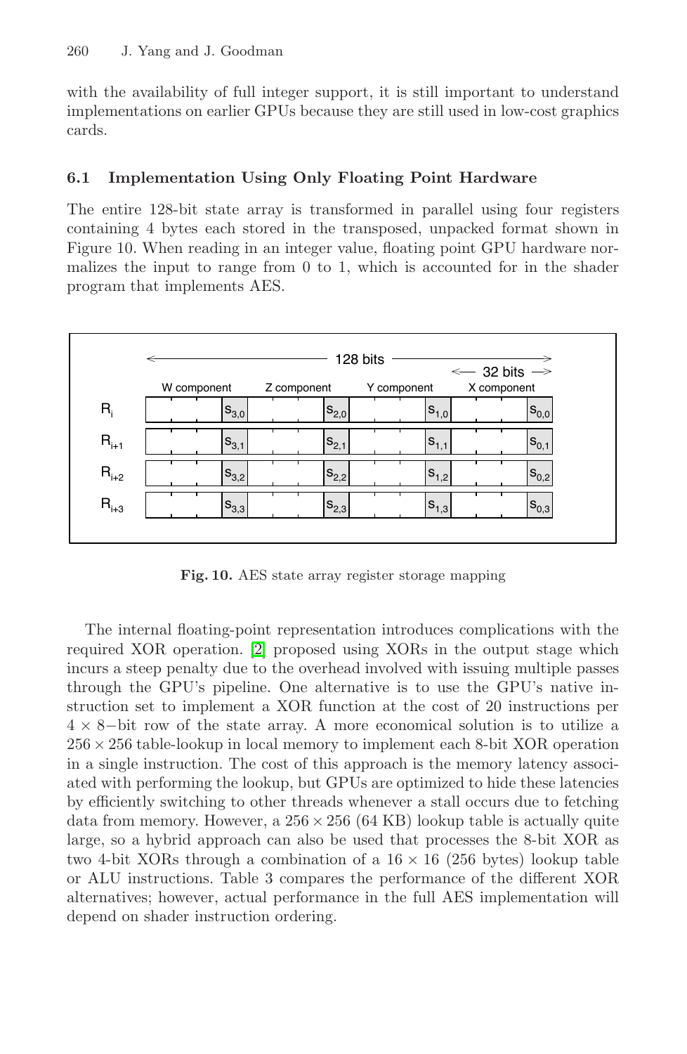with the availability of full integer support, it is still important to understand implementations on earlier GPUs because they are still used in low-cost graphics cards.

### 6.1 Implementation Using Only Floating Point Hardware

The entire 128-bit state array is transformed in parallel using four registers containing 4 bytes each stored in the transposed, unpacked format shown in Figure 10. When reading in an integer value, floating point GPU hardware normalizes the input to range from 0 to 1, which is accounted for in the shader program that implements AES.

| | W component | Z component | Y component | X component |
|---|---|---|---|---|
| $R_i$ | $s_{3,0}$ | $s_{2,0}$ | $s_{1,0}$ | $s_{0,0}$ |
| $R_{i+1}$ | $s_{3,1}$ | $s_{2,1}$ | $s_{1,1}$ | $s_{0,1}$ |
| $R_{i+2}$ | $s_{3,2}$ | $s_{2,2}$ | $s_{1,2}$ | $s_{0,2}$ |
| $R_{i+3}$ | $s_{3,3}$ | $s_{2,3}$ | $s_{1,3}$ | $s_{0,3}$ |

(128 bits total; each component 32 bits)

**Fig. 10.** AES state array register storage mapping

The internal floating-point representation introduces complications with the required XOR operation. [2] proposed using XORs in the output stage which incurs a steep penalty due to the overhead involved with issuing multiple passes through the GPU's pipeline. One alternative is to use the GPU's native instruction set to implement a XOR function at the cost of 20 instructions per $4 \times 8-$bit row of the state array. A more economical solution is to utilize a $256 \times 256$ table-lookup in local memory to implement each 8-bit XOR operation in a single instruction. The cost of this approach is the memory latency associated with performing the lookup, but GPUs are optimized to hide these latencies by efficiently switching to other threads whenever a stall occurs due to fetching data from memory. However, a $256 \times 256$ (64 KB) lookup table is actually quite large, so a hybrid approach can also be used that processes the 8-bit XOR as two 4-bit XORs through a combination of a $16 \times 16$ (256 bytes) lookup table or ALU instructions. Table 3 compares the performance of the different XOR alternatives; however, actual performance in the full AES implementation will depend on shader instruction ordering.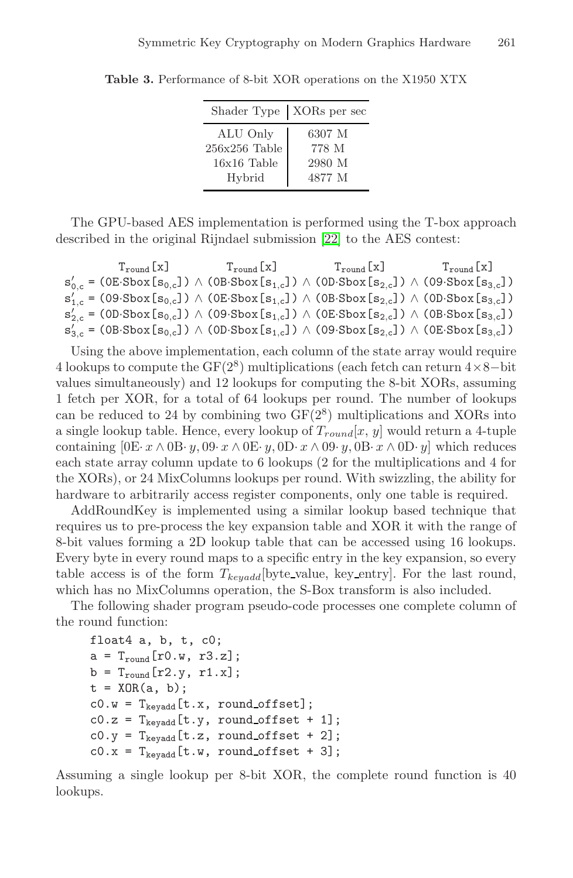**Table 3.** Performance of 8-bit XOR operations on the X1950 XTX

| Shader Type | XORs per sec |
|---|---|
| ALU Only | 6307 M |
| 256x256 Table | 778 M |
| 16x16 Table | 2980 M |
| Hybrid | 4877 M |

The GPU-based AES implementation is performed using the T-box approach described in the original Rijndael submission [22] to the AES contest:

$$
\begin{array}{l}
\quad\quad\quad\; \mathtt{T_{round}[x]} \quad\quad\quad\quad\quad \mathtt{T_{round}[x]} \quad\quad\quad\quad\quad \mathtt{T_{round}[x]} \quad\quad\quad\quad\quad \mathtt{T_{round}[x]} \\
\mathtt{s'_{0,c}} = (\mathtt{0E}\cdot\mathtt{Sbox[s_{0,c}]}) \wedge (\mathtt{0B}\cdot\mathtt{Sbox[s_{1,c}]}) \wedge (\mathtt{0D}\cdot\mathtt{Sbox[s_{2,c}]}) \wedge (\mathtt{09}\cdot\mathtt{Sbox[s_{3,c}]}) \\
\mathtt{s'_{1,c}} = (\mathtt{09}\cdot\mathtt{Sbox[s_{0,c}]}) \wedge (\mathtt{0E}\cdot\mathtt{Sbox[s_{1,c}]}) \wedge (\mathtt{0B}\cdot\mathtt{Sbox[s_{2,c}]}) \wedge (\mathtt{0D}\cdot\mathtt{Sbox[s_{3,c}]}) \\
\mathtt{s'_{2,c}} = (\mathtt{0D}\cdot\mathtt{Sbox[s_{0,c}]}) \wedge (\mathtt{09}\cdot\mathtt{Sbox[s_{1,c}]}) \wedge (\mathtt{0E}\cdot\mathtt{Sbox[s_{2,c}]}) \wedge (\mathtt{0B}\cdot\mathtt{Sbox[s_{3,c}]}) \\
\mathtt{s'_{3,c}} = (\mathtt{0B}\cdot\mathtt{Sbox[s_{0,c}]}) \wedge (\mathtt{0D}\cdot\mathtt{Sbox[s_{1,c}]}) \wedge (\mathtt{09}\cdot\mathtt{Sbox[s_{2,c}]}) \wedge (\mathtt{0E}\cdot\mathtt{Sbox[s_{3,c}]})
\end{array}
$$

Using the above implementation, each column of the state array would require 4 lookups to compute the $GF(2^8)$ multiplications (each fetch can return $4\times 8-$bit values simultaneously) and 12 lookups for computing the 8-bit XORs, assuming 1 fetch per XOR, for a total of 64 lookups per round. The number of lookups can be reduced to 24 by combining two $GF(2^8)$ multiplications and XORs into a single lookup table. Hence, every lookup of $T_{round}[x, y]$ would return a 4-tuple containing $[0\text{E}\cdot x \wedge 0\text{B}\cdot y, 09\cdot x \wedge 0\text{E}\cdot y, 0\text{D}\cdot x \wedge 09\cdot y, 0\text{B}\cdot x \wedge 0\text{D}\cdot y]$ which reduces each state array column update to 6 lookups (2 for the multiplications and 4 for the XORs), or 24 MixColumns lookups per round. With swizzling, the ability for hardware to arbitrarily access register components, only one table is required.

AddRoundKey is implemented using a similar lookup based technique that requires us to pre-process the key expansion table and XOR it with the range of 8-bit values forming a 2D lookup table that can be accessed using 16 lookups. Every byte in every round maps to a specific entry in the key expansion, so every table access is of the form $T_{keyadd}$[byte_value, key_entry]. For the last round, which has no MixColumns operation, the S-Box transform is also included.

The following shader program pseudo-code processes one complete column of the round function:

```
float4 a, b, t, c0;
a = T_round[r0.w, r3.z];
b = T_round[r2.y, r1.x];
t = XOR(a, b);
c0.w = T_keyadd[t.x, round_offset];
c0.z = T_keyadd[t.y, round_offset + 1];
c0.y = T_keyadd[t.z, round_offset + 2];
c0.x = T_keyadd[t.w, round_offset + 3];
```

Assuming a single lookup per 8-bit XOR, the complete round function is 40 lookups.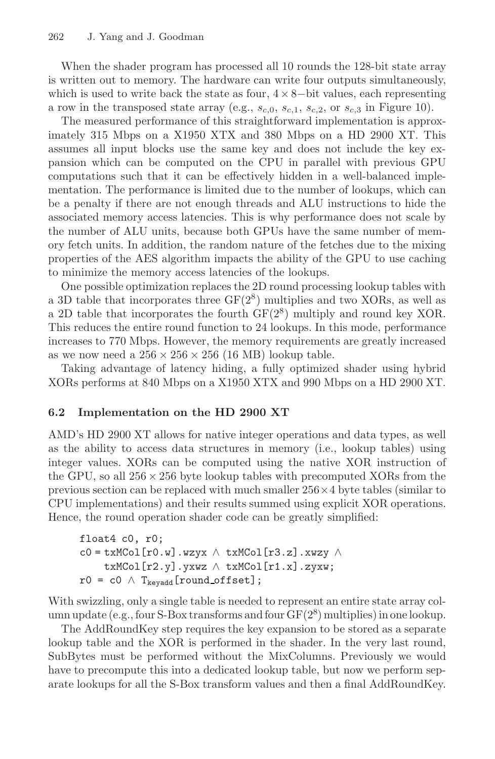When the shader program has processed all 10 rounds the 128-bit state array is written out to memory. The hardware can write four outputs simultaneously, which is used to write back the state as four, $4 \times 8-$bit values, each representing a row in the transposed state array (e.g., $s_{c,0}$, $s_{c,1}$, $s_{c,2}$, or $s_{c,3}$ in Figure 10).

The measured performance of this straightforward implementation is approximately 315 Mbps on a X1950 XTX and 380 Mbps on a HD 2900 XT. This assumes all input blocks use the same key and does not include the key expansion which can be computed on the CPU in parallel with previous GPU computations such that it can be effectively hidden in a well-balanced implementation. The performance is limited due to the number of lookups, which can be a penalty if there are not enough threads and ALU instructions to hide the associated memory access latencies. This is why performance does not scale by the number of ALU units, because both GPUs have the same number of memory fetch units. In addition, the random nature of the fetches due to the mixing properties of the AES algorithm impacts the ability of the GPU to use caching to minimize the memory access latencies of the lookups.

One possible optimization replaces the 2D round processing lookup tables with a 3D table that incorporates three $GF(2^8)$ multiplies and two XORs, as well as a 2D table that incorporates the fourth $GF(2^8)$ multiply and round key XOR. This reduces the entire round function to 24 lookups. In this mode, performance increases to 770 Mbps. However, the memory requirements are greatly increased as we now need a $256 \times 256 \times 256$ (16 MB) lookup table.

Taking advantage of latency hiding, a fully optimized shader using hybrid XORs performs at 840 Mbps on a X1950 XTX and 990 Mbps on a HD 2900 XT.

### 6.2 Implementation on the HD 2900 XT

AMD's HD 2900 XT allows for native integer operations and data types, as well as the ability to access data structures in memory (i.e., lookup tables) using integer values. XORs can be computed using the native XOR instruction of the GPU, so all $256 \times 256$ byte lookup tables with precomputed XORs from the previous section can be replaced with much smaller $256 \times 4$ byte tables (similar to CPU implementations) and their results summed using explicit XOR operations. Hence, the round operation shader code can be greatly simplified:

```
float4 c0, r0;
c0 = txMCol[r0.w].wzyx ∧ txMCol[r3.z].xwzy ∧
     txMCol[r2.y].yxwz ∧ txMCol[r1.x].zyxw;
r0 = c0 ∧ T_keyadd[round_offset];
```

With swizzling, only a single table is needed to represent an entire state array column update (e.g., four S-Box transforms and four $GF(2^8)$ multiplies) in one lookup.

The AddRoundKey step requires the key expansion to be stored as a separate lookup table and the XOR is performed in the shader. In the very last round, SubBytes must be performed without the MixColumns. Previously we would have to precompute this into a dedicated lookup table, but now we perform separate lookups for all the S-Box transform values and then a final AddRoundKey.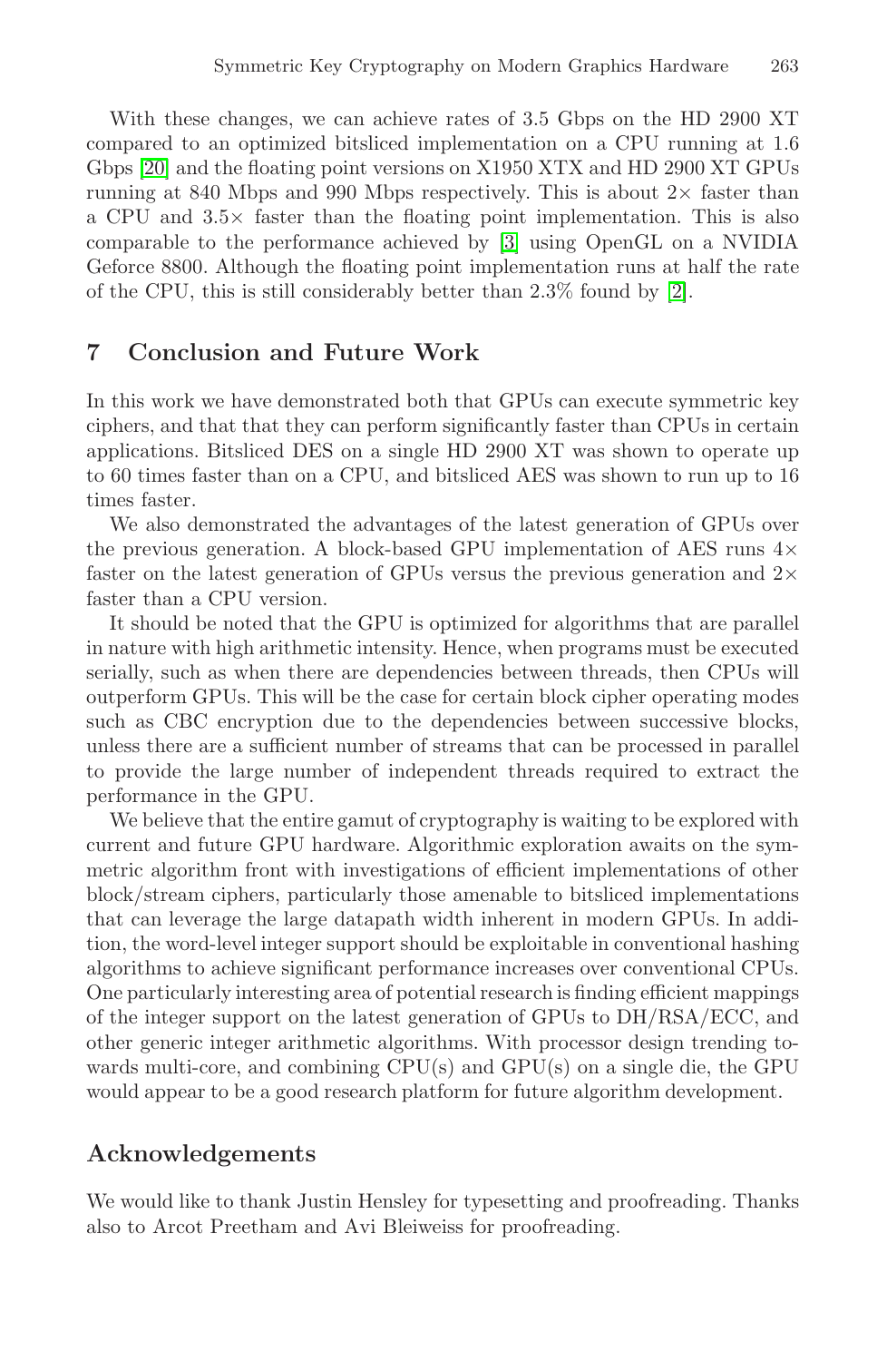With these changes, we can achieve rates of 3.5 Gbps on the HD 2900 XT compared to an optimized bitsliced implementation on a CPU running at 1.6 Gbps [20] and the floating point versions on X1950 XTX and HD 2900 XT GPUs running at 840 Mbps and 990 Mbps respectively. This is about $2\times$ faster than a CPU and $3.5\times$ faster than the floating point implementation. This is also comparable to the performance achieved by [3] using OpenGL on a NVIDIA Geforce 8800. Although the floating point implementation runs at half the rate of the CPU, this is still considerably better than 2.3% found by [2].

## 7 Conclusion and Future Work

In this work we have demonstrated both that GPUs can execute symmetric key ciphers, and that that they can perform significantly faster than CPUs in certain applications. Bitsliced DES on a single HD 2900 XT was shown to operate up to 60 times faster than on a CPU, and bitsliced AES was shown to run up to 16 times faster.

We also demonstrated the advantages of the latest generation of GPUs over the previous generation. A block-based GPU implementation of AES runs $4\times$ faster on the latest generation of GPUs versus the previous generation and $2\times$ faster than a CPU version.

It should be noted that the GPU is optimized for algorithms that are parallel in nature with high arithmetic intensity. Hence, when programs must be executed serially, such as when there are dependencies between threads, then CPUs will outperform GPUs. This will be the case for certain block cipher operating modes such as CBC encryption due to the dependencies between successive blocks, unless there are a sufficient number of streams that can be processed in parallel to provide the large number of independent threads required to extract the performance in the GPU.

We believe that the entire gamut of cryptography is waiting to be explored with current and future GPU hardware. Algorithmic exploration awaits on the symmetric algorithm front with investigations of efficient implementations of other block/stream ciphers, particularly those amenable to bitsliced implementations that can leverage the large datapath width inherent in modern GPUs. In addition, the word-level integer support should be exploitable in conventional hashing algorithms to achieve significant performance increases over conventional CPUs. One particularly interesting area of potential research is finding efficient mappings of the integer support on the latest generation of GPUs to DH/RSA/ECC, and other generic integer arithmetic algorithms. With processor design trending towards multi-core, and combining CPU(s) and GPU(s) on a single die, the GPU would appear to be a good research platform for future algorithm development.

## Acknowledgements

We would like to thank Justin Hensley for typesetting and proofreading. Thanks also to Arcot Preetham and Avi Bleiweiss for proofreading.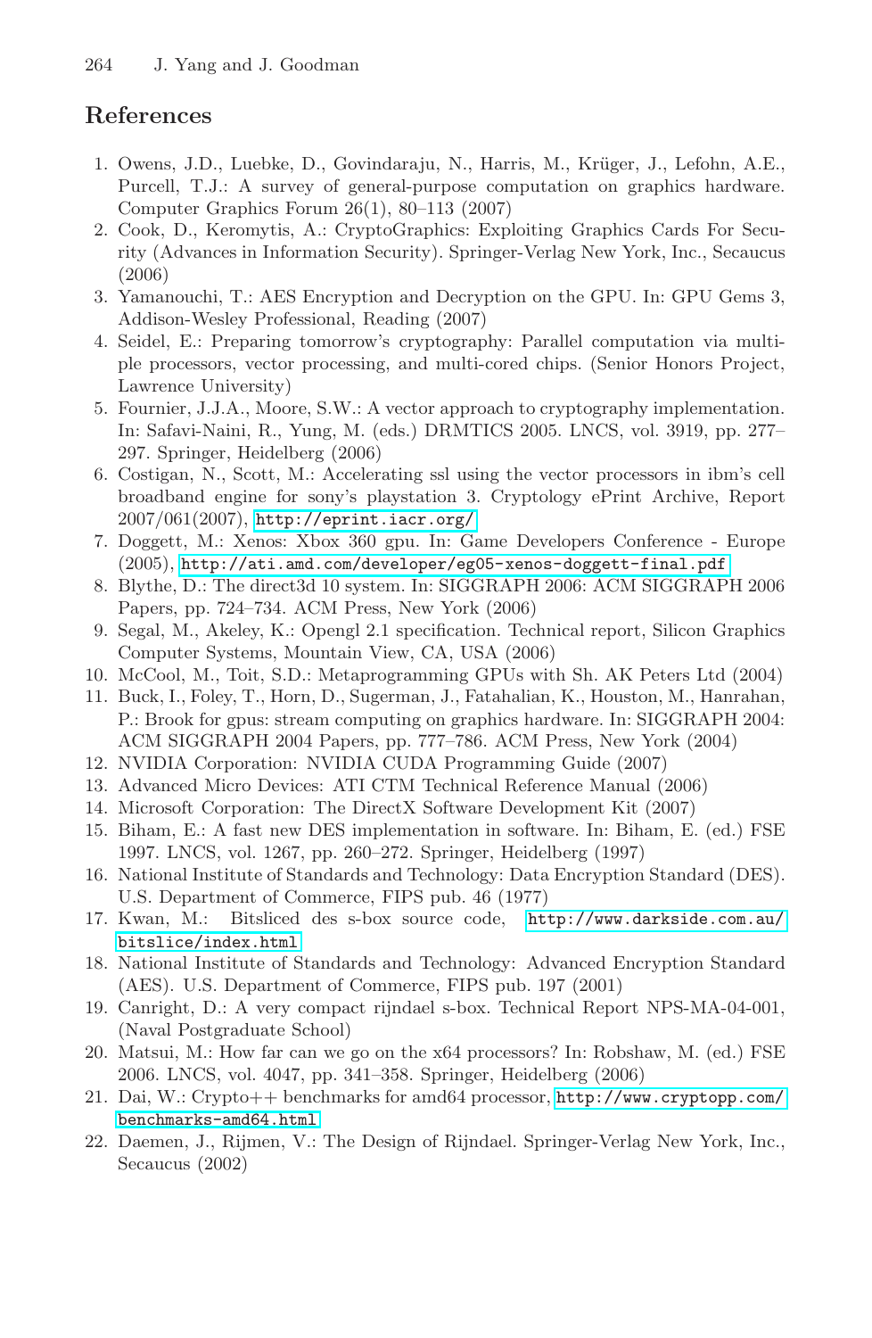## References

1. Owens, J.D., Luebke, D., Govindaraju, N., Harris, M., Krüger, J., Lefohn, A.E., Purcell, T.J.: A survey of general-purpose computation on graphics hardware. Computer Graphics Forum 26(1), 80–113 (2007)
2. Cook, D., Keromytis, A.: CryptoGraphics: Exploiting Graphics Cards For Security (Advances in Information Security). Springer-Verlag New York, Inc., Secaucus (2006)
3. Yamanouchi, T.: AES Encryption and Decryption on the GPU. In: GPU Gems 3, Addison-Wesley Professional, Reading (2007)
4. Seidel, E.: Preparing tomorrow's cryptography: Parallel computation via multiple processors, vector processing, and multi-cored chips. (Senior Honors Project, Lawrence University)
5. Fournier, J.J.A., Moore, S.W.: A vector approach to cryptography implementation. In: Safavi-Naini, R., Yung, M. (eds.) DRMTICS 2005. LNCS, vol. 3919, pp. 277–297. Springer, Heidelberg (2006)
6. Costigan, N., Scott, M.: Accelerating ssl using the vector processors in ibm's cell broadband engine for sony's playstation 3. Cryptology ePrint Archive, Report 2007/061(2007), http://eprint.iacr.org/
7. Doggett, M.: Xenos: Xbox 360 gpu. In: Game Developers Conference - Europe (2005), http://ati.amd.com/developer/eg05-xenos-doggett-final.pdf
8. Blythe, D.: The direct3d 10 system. In: SIGGRAPH 2006: ACM SIGGRAPH 2006 Papers, pp. 724–734. ACM Press, New York (2006)
9. Segal, M., Akeley, K.: Opengl 2.1 specification. Technical report, Silicon Graphics Computer Systems, Mountain View, CA, USA (2006)
10. McCool, M., Toit, S.D.: Metaprogramming GPUs with Sh. AK Peters Ltd (2004)
11. Buck, I., Foley, T., Horn, D., Sugerman, J., Fatahalian, K., Houston, M., Hanrahan, P.: Brook for gpus: stream computing on graphics hardware. In: SIGGRAPH 2004: ACM SIGGRAPH 2004 Papers, pp. 777–786. ACM Press, New York (2004)
12. NVIDIA Corporation: NVIDIA CUDA Programming Guide (2007)
13. Advanced Micro Devices: ATI CTM Technical Reference Manual (2006)
14. Microsoft Corporation: The DirectX Software Development Kit (2007)
15. Biham, E.: A fast new DES implementation in software. In: Biham, E. (ed.) FSE 1997. LNCS, vol. 1267, pp. 260–272. Springer, Heidelberg (1997)
16. National Institute of Standards and Technology: Data Encryption Standard (DES). U.S. Department of Commerce, FIPS pub. 46 (1977)
17. Kwan, M.: Bitsliced des s-box source code, http://www.darkside.com.au/bitslice/index.html
18. National Institute of Standards and Technology: Advanced Encryption Standard (AES). U.S. Department of Commerce, FIPS pub. 197 (2001)
19. Canright, D.: A very compact rijndael s-box. Technical Report NPS-MA-04-001, (Naval Postgraduate School)
20. Matsui, M.: How far can we go on the x64 processors? In: Robshaw, M. (ed.) FSE 2006. LNCS, vol. 4047, pp. 341–358. Springer, Heidelberg (2006)
21. Dai, W.: Crypto++ benchmarks for amd64 processor, http://www.cryptopp.com/benchmarks-amd64.html
22. Daemen, J., Rijmen, V.: The Design of Rijndael. Springer-Verlag New York, Inc., Secaucus (2002)